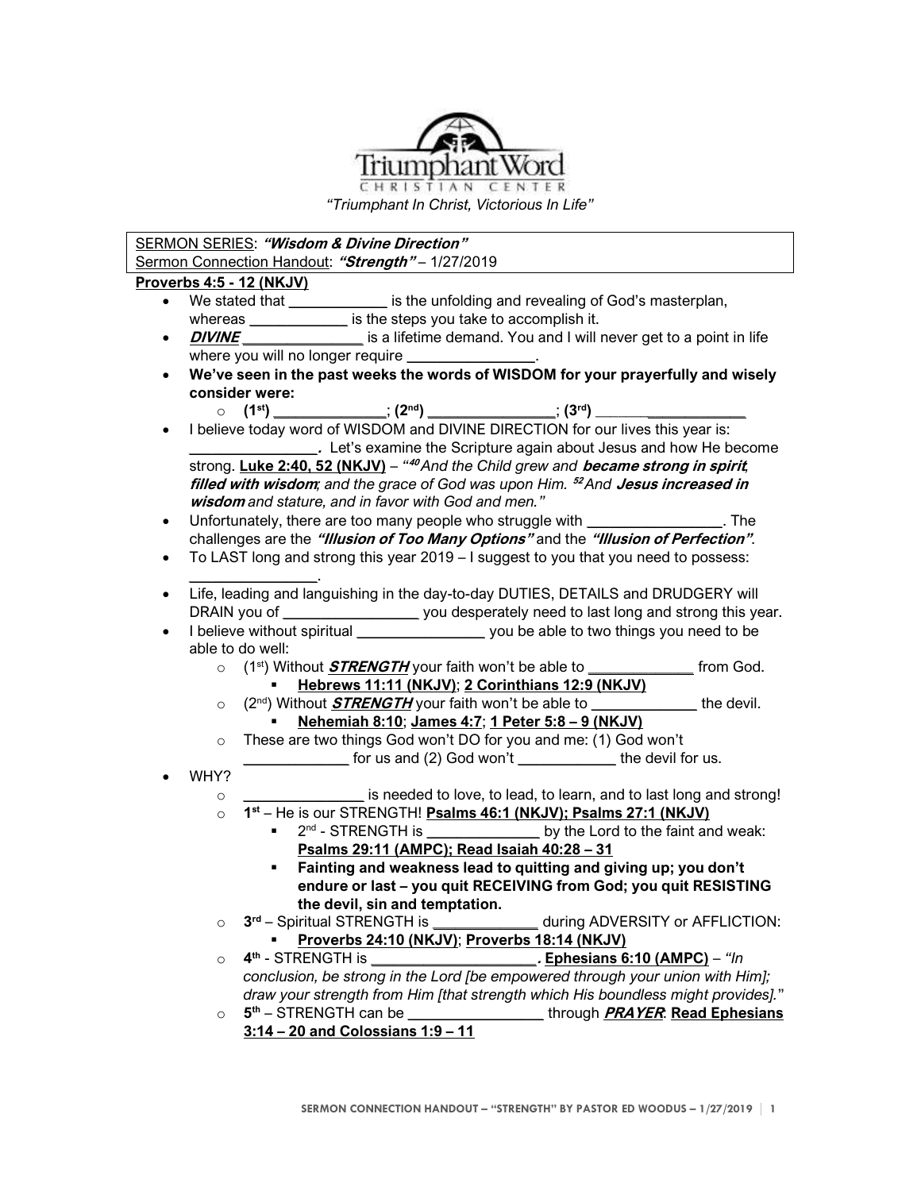TriumphantWord CHRISTIAN CENTER

*"Triumphant In Christ, Victorious In Life"*

SERMON SERIES: ***"Wisdom & Divine Direction"***
Sermon Connection Handout: ***"Strength"*** – 1/27/2019

**Proverbs 4:5 - 12 (NKJV)**

- We stated that ____________ is the unfolding and revealing of God's masterplan, whereas ____________ is the steps you take to accomplish it.
- ***DIVINE*** _______________ is a lifetime demand. You and I will never get to a point in life where you will no longer require _______________.
- **We've seen in the past weeks the words of WISDOM for your prayerfully and wisely consider were:**
  - **(1st)** ______________; **(2nd)** _______________; **(3rd)** ___________________
- I believe today word of WISDOM and DIVINE DIRECTION for our lives this year is: _______________. Let's examine the Scripture again about Jesus and how He become strong. **Luke 2:40, 52 (NKJV)** – *"[40] And the Child grew and **became strong in spirit**, **filled with wisdom**; and the grace of God was upon Him. [52] And **Jesus increased in wisdom** and stature, and in favor with God and men."*
- Unfortunately, there are too many people who struggle with ________________. The challenges are the ***"Illusion of Too Many Options"*** and the ***"Illusion of Perfection"***.
- To LAST long and strong this year 2019 – I suggest to you that you need to possess: _______________.
- Life, leading and languishing in the day-to-day DUTIES, DETAILS and DRUDGERY will DRAIN you of ________________ you desperately need to last long and strong this year.
- I believe without spiritual _______________ you be able to two things you need to be able to do well:
  - (1st) Without ***STRENGTH*** your faith won't be able to _____________ from God.
    - **Hebrews 11:11 (NKJV)**; **2 Corinthians 12:9 (NKJV)**
  - (2nd) Without ***STRENGTH*** your faith won't be able to _____________ the devil.
    - **Nehemiah 8:10**; **James 4:7**; **1 Peter 5:8 – 9 (NKJV)**
  - These are two things God won't DO for you and me: (1) God won't ____________ for us and (2) God won't ____________ the devil for us.
- WHY?
  - ______________ is needed to love, to lead, to learn, and to last long and strong!
  - **1st** – He is our STRENGTH! **Psalms 46:1 (NKJV); Psalms 27:1 (NKJV)**
    - 2nd - STRENGTH is ______________ by the Lord to the faint and weak: **Psalms 29:11 (AMPC); Read Isaiah 40:28 – 31**
    - **Fainting and weakness lead to quitting and giving up; you don't endure or last – you quit RECEIVING from God; you quit RESISTING the devil, sin and temptation.**
  - **3rd** – Spiritual STRENGTH is _____________ during ADVERSITY or AFFLICTION:
    - **Proverbs 24:10 (NKJV)**; **Proverbs 18:14 (NKJV)**
  - **4th** - STRENGTH is _____________________. **Ephesians 6:10 (AMPC)** – *"In conclusion, be strong in the Lord [be empowered through your union with Him]; draw your strength from Him [that strength which His boundless might provides]."*
  - **5th** – STRENGTH can be ________________ through ***PRAYER***: **Read Ephesians 3:14 – 20 and Colossians 1:9 – 11**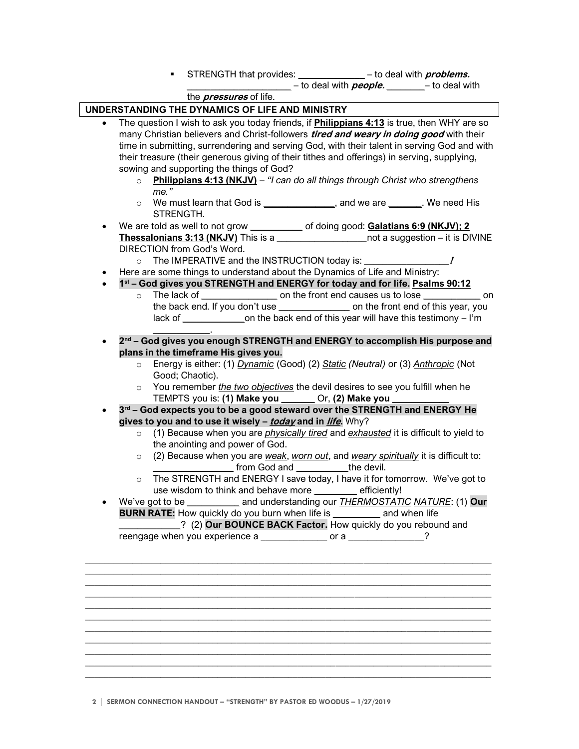- STRENGTH that provides: _____________ – to deal with ***problems.*** ____________________ – to deal with ***people.*** _______– to deal with the ***pressures*** of life.

**UNDERSTANDING THE DYNAMICS OF LIFE AND MINISTRY**

- The question I wish to ask you today friends, if **Philippians 4:13** is true, then WHY are so many Christian believers and Christ-followers ***tired and weary in doing good*** with their time in submitting, surrendering and serving God, with their talent in serving God and with their treasure (their generous giving of their tithes and offerings) in serving, supplying, sowing and supporting the things of God?
  - **Philippians 4:13 (NKJV)** – *"I can do all things through Christ who strengthens me."*
  - We must learn that God is ______________, and we are _______. We need His STRENGTH.
- We are told as well to not grow __________ of doing good: **Galatians 6:9 (NKJV); 2 Thessalonians 3:13 (NKJV)** This is a __________________not a suggestion – it is DIVINE DIRECTION from God's Word.
  - The IMPERATIVE and the INSTRUCTION today is: ________________***!***
- Here are some things to understand about the Dynamics of Life and Ministry:
- **1st – God gives you STRENGTH and ENERGY for today and for life. Psalms 90:12**
  - The lack of _______________ on the front end causes us to lose ___________ on the back end. If you don't use ______________ on the front end of this year, you lack of ____________on the back end of this year will have this testimony – I'm ___________.
- **2nd – God gives you enough STRENGTH and ENERGY to accomplish His purpose and plans in the timeframe His gives you.**
  - Energy is either: (1) *Dynamic* (Good) (2) *Static (Neutral)* or (3) *Anthropic* (Not Good; Chaotic).
  - You remember *the two objectives* the devil desires to see you fulfill when he TEMPTS you is: **(1) Make you _______** Or, **(2) Make you ___________**
- **3rd – God expects you to be a good steward over the STRENGTH and ENERGY He gives to you and to use it wisely – *today* and in *life*.** Why?
  - (1) Because when you are *physically tired* and *exhausted* it is difficult to yield to the anointing and power of God.
  - (2) Because when you are *weak*, *worn out*, and *weary spiritually* it is difficult to: ________________ from God and __________the devil.
  - The STRENGTH and ENERGY I save today, I have it for tomorrow. We've got to use wisdom to think and behave more ________ efficiently!
- We've got to be __________ and understanding our *THERMOSTATIC NATURE*: (1) **Our BURN RATE:** How quickly do you burn when life is _________ and when life ____________? (2) **Our BOUNCE BACK Factor.** How quickly do you rebound and reengage when you experience a _____________ or a _______________?

________________________________________________________________________________
________________________________________________________________________________
________________________________________________________________________________
________________________________________________________________________________
________________________________________________________________________________
________________________________________________________________________________
________________________________________________________________________________
________________________________________________________________________________
________________________________________________________________________________
________________________________________________________________________________
________________________________________________________________________________